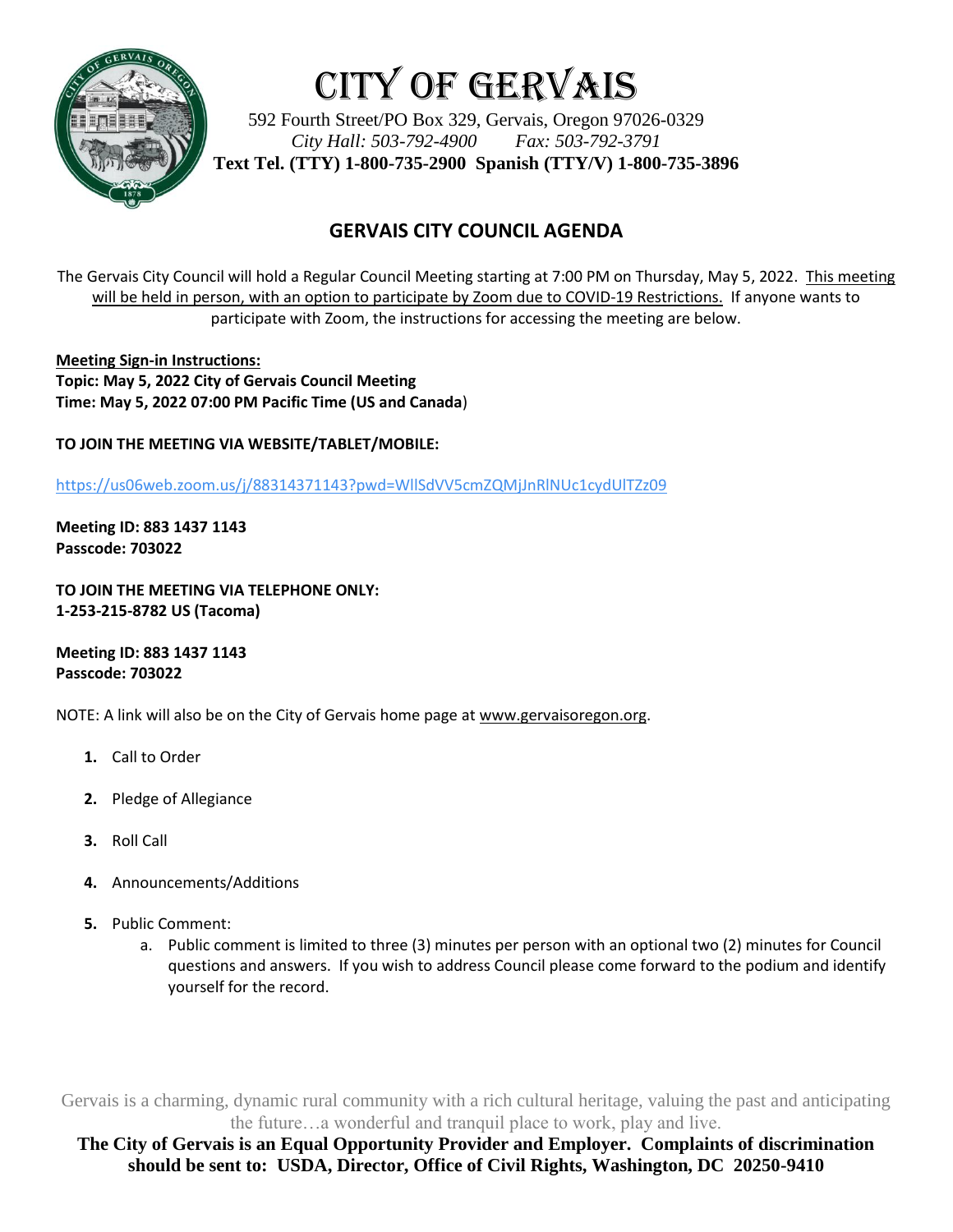# CITY OF GERVAIS

592 Fourth Street/PO Box 329, Gervais, Oregon 97026-0329
*City Hall: 503-792-4900* *Fax: 503-792-3791*
**Text Tel. (TTY) 1-800-735-2900 Spanish (TTY/V) 1-800-735-3896**

## GERVAIS CITY COUNCIL AGENDA

The Gervais City Council will hold a Regular Council Meeting starting at 7:00 PM on Thursday, May 5, 2022. This meeting will be held in person, with an option to participate by Zoom due to COVID-19 Restrictions. If anyone wants to participate with Zoom, the instructions for accessing the meeting are below.

**Meeting Sign-in Instructions:**
**Topic: May 5, 2022 City of Gervais Council Meeting**
**Time: May 5, 2022 07:00 PM Pacific Time (US and Canada**)

**TO JOIN THE MEETING VIA WEBSITE/TABLET/MOBILE:**

https://us06web.zoom.us/j/88314371143?pwd=WllSdVV5cmZQMjJnRlNUc1cydUlTZz09

**Meeting ID: 883 1437 1143**
**Passcode: 703022**

**TO JOIN THE MEETING VIA TELEPHONE ONLY:**
**1-253-215-8782 US (Tacoma)**

**Meeting ID: 883 1437 1143**
**Passcode: 703022**

NOTE: A link will also be on the City of Gervais home page at www.gervaisoregon.org.

1. Call to Order
2. Pledge of Allegiance
3. Roll Call
4. Announcements/Additions
5. Public Comment:
   a. Public comment is limited to three (3) minutes per person with an optional two (2) minutes for Council questions and answers. If you wish to address Council please come forward to the podium and identify yourself for the record.

Gervais is a charming, dynamic rural community with a rich cultural heritage, valuing the past and anticipating the future…a wonderful and tranquil place to work, play and live.

**The City of Gervais is an Equal Opportunity Provider and Employer. Complaints of discrimination should be sent to: USDA, Director, Office of Civil Rights, Washington, DC 20250-9410**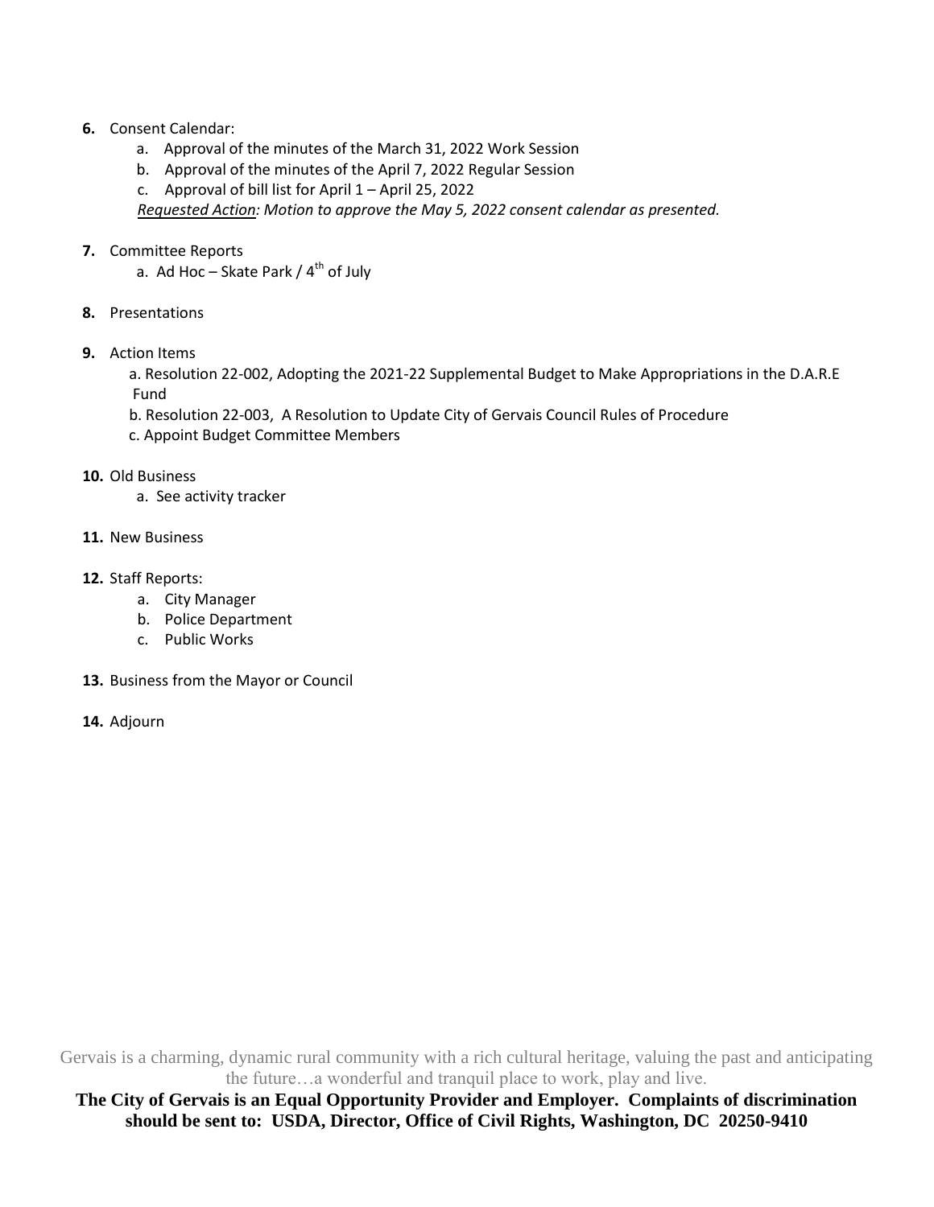**6.** Consent Calendar:

a. Approval of the minutes of the March 31, 2022 Work Session

b. Approval of the minutes of the April 7, 2022 Regular Session

c. Approval of bill list for April 1 – April 25, 2022

*Requested Action: Motion to approve the May 5, 2022 consent calendar as presented.*

**7.** Committee Reports

a. Ad Hoc – Skate Park / 4th of July

**8.** Presentations

**9.** Action Items

a. Resolution 22-002, Adopting the 2021-22 Supplemental Budget to Make Appropriations in the D.A.R.E Fund

b. Resolution 22-003, A Resolution to Update City of Gervais Council Rules of Procedure

c. Appoint Budget Committee Members

**10.** Old Business

a. See activity tracker

**11.** New Business

**12.** Staff Reports:

a. City Manager

b. Police Department

c. Public Works

**13.** Business from the Mayor or Council

**14.** Adjourn

Gervais is a charming, dynamic rural community with a rich cultural heritage, valuing the past and anticipating the future…a wonderful and tranquil place to work, play and live.

**The City of Gervais is an Equal Opportunity Provider and Employer. Complaints of discrimination should be sent to: USDA, Director, Office of Civil Rights, Washington, DC 20250-9410**